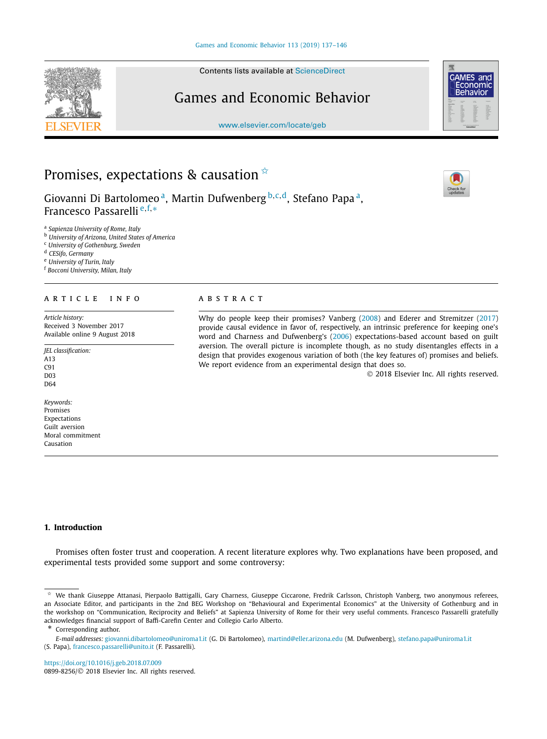# Promises, expectations & causation ☆

Giovanni Di Bartolomeo [a], Martin Dufwenberg [b,c,d], Stefano Papa [a], Francesco Passarelli [e,f,*]

[a] Sapienza University of Rome, Italy
[b] University of Arizona, United States of America
[c] University of Gothenburg, Sweden
[d] CESifo, Germany
[e] University of Turin, Italy
[f] Bocconi University, Milan, Italy

## ARTICLE INFO

*Article history:*
Received 3 November 2017
Available online 9 August 2018

*JEL classification:*
A13
C91
D03
D64

*Keywords:*
Promises
Expectations
Guilt aversion
Moral commitment
Causation

## ABSTRACT

Why do people keep their promises? Vanberg (2008) and Ederer and Stremitzer (2017) provide causal evidence in favor of, respectively, an intrinsic preference for keeping one's word and Charness and Dufwenberg's (2006) expectations-based account based on guilt aversion. The overall picture is incomplete though, as no study disentangles effects in a design that provides exogenous variation of both (the key features of) promises and beliefs. We report evidence from an experimental design that does so.

© 2018 Elsevier Inc. All rights reserved.

## 1. Introduction

Promises often foster trust and cooperation. A recent literature explores why. Two explanations have been proposed, and experimental tests provided some support and some controversy:

---

☆ We thank Giuseppe Attanasi, Pierpaolo Battigalli, Gary Charness, Giuseppe Ciccarone, Fredrik Carlsson, Christoph Vanberg, two anonymous referees, an Associate Editor, and participants in the 2nd BEG Workshop on "Behavioural and Experimental Economics" at the University of Gothenburg and in the workshop on "Communication, Reciprocity and Beliefs" at Sapienza University of Rome for their very useful comments. Francesco Passarelli gratefully acknowledges financial support of Baffi-Carefin Center and Collegio Carlo Alberto.

\* Corresponding author.

*E-mail addresses:* giovanni.dibartolomeo@uniroma1.it (G. Di Bartolomeo), martind@eller.arizona.edu (M. Dufwenberg), stefano.papa@uniroma1.it (S. Papa), francesco.passarelli@unito.it (F. Passarelli).

https://doi.org/10.1016/j.geb.2018.07.009
0899-8256/© 2018 Elsevier Inc. All rights reserved.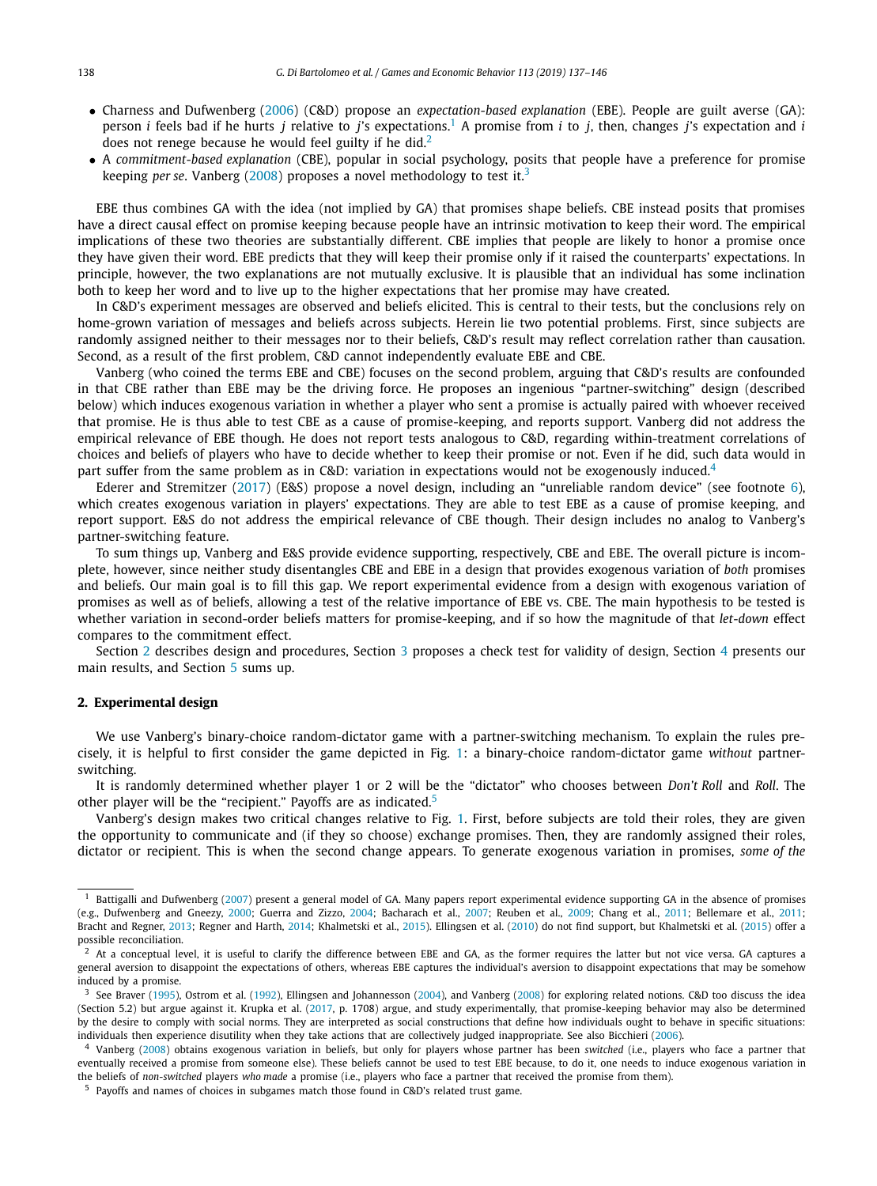- Charness and Dufwenberg (2006) (C&D) propose an *expectation-based explanation* (EBE). People are guilt averse (GA): person $i$ feels bad if he hurts $j$ relative to $j$'s expectations.[1] A promise from $i$ to $j$, then, changes $j$'s expectation and $i$ does not renege because he would feel guilty if he did.[2]
- A *commitment-based explanation* (CBE), popular in social psychology, posits that people have a preference for promise keeping *per se*. Vanberg (2008) proposes a novel methodology to test it.[3]

EBE thus combines GA with the idea (not implied by GA) that promises shape beliefs. CBE instead posits that promises have a direct causal effect on promise keeping because people have an intrinsic motivation to keep their word. The empirical implications of these two theories are substantially different. CBE implies that people are likely to honor a promise once they have given their word. EBE predicts that they will keep their promise only if it raised the counterparts' expectations. In principle, however, the two explanations are not mutually exclusive. It is plausible that an individual has some inclination both to keep her word and to live up to the higher expectations that her promise may have created.

In C&D's experiment messages are observed and beliefs elicited. This is central to their tests, but the conclusions rely on home-grown variation of messages and beliefs across subjects. Herein lie two potential problems. First, since subjects are randomly assigned neither to their messages nor to their beliefs, C&D's result may reflect correlation rather than causation. Second, as a result of the first problem, C&D cannot independently evaluate EBE and CBE.

Vanberg (who coined the terms EBE and CBE) focuses on the second problem, arguing that C&D's results are confounded in that CBE rather than EBE may be the driving force. He proposes an ingenious "partner-switching" design (described below) which induces exogenous variation in whether a player who sent a promise is actually paired with whoever received that promise. He is thus able to test CBE as a cause of promise-keeping, and reports support. Vanberg did not address the empirical relevance of EBE though. He does not report tests analogous to C&D, regarding within-treatment correlations of choices and beliefs of players who have to decide whether to keep their promise or not. Even if he did, such data would in part suffer from the same problem as in C&D: variation in expectations would not be exogenously induced.[4]

Ederer and Stremitzer (2017) (E&S) propose a novel design, including an "unreliable random device" (see footnote 6), which creates exogenous variation in players' expectations. They are able to test EBE as a cause of promise keeping, and report support. E&S do not address the empirical relevance of CBE though. Their design includes no analog to Vanberg's partner-switching feature.

To sum things up, Vanberg and E&S provide evidence supporting, respectively, CBE and EBE. The overall picture is incomplete, however, since neither study disentangles CBE and EBE in a design that provides exogenous variation of *both* promises and beliefs. Our main goal is to fill this gap. We report experimental evidence from a design with exogenous variation of promises as well as of beliefs, allowing a test of the relative importance of EBE vs. CBE. The main hypothesis to be tested is whether variation in second-order beliefs matters for promise-keeping, and if so how the magnitude of that *let-down* effect compares to the commitment effect.

Section 2 describes design and procedures, Section 3 proposes a check test for validity of design, Section 4 presents our main results, and Section 5 sums up.

## 2. Experimental design

We use Vanberg's binary-choice random-dictator game with a partner-switching mechanism. To explain the rules precisely, it is helpful to first consider the game depicted in Fig. 1: a binary-choice random-dictator game *without* partner-switching.

It is randomly determined whether player 1 or 2 will be the "dictator" who chooses between *Don't Roll* and *Roll*. The other player will be the "recipient." Payoffs are as indicated.[5]

Vanberg's design makes two critical changes relative to Fig. 1. First, before subjects are told their roles, they are given the opportunity to communicate and (if they so choose) exchange promises. Then, they are randomly assigned their roles, dictator or recipient. This is when the second change appears. To generate exogenous variation in promises, *some of the*

---

[1] Battigalli and Dufwenberg (2007) present a general model of GA. Many papers report experimental evidence supporting GA in the absence of promises (e.g., Dufwenberg and Gneezy, 2000; Guerra and Zizzo, 2004; Bacharach et al., 2007; Reuben et al., 2009; Chang et al., 2011; Bellemare et al., 2011; Bracht and Regner, 2013; Regner and Harth, 2014; Khalmetski et al., 2015). Ellingsen et al. (2010) do not find support, but Khalmetski et al. (2015) offer a possible reconciliation.

[2] At a conceptual level, it is useful to clarify the difference between EBE and GA, as the former requires the latter but not vice versa. GA captures a general aversion to disappoint the expectations of others, whereas EBE captures the individual's aversion to disappoint expectations that may be somehow induced by a promise.

[3] See Braver (1995), Ostrom et al. (1992), Ellingsen and Johannesson (2004), and Vanberg (2008) for exploring related notions. C&D too discuss the idea (Section 5.2) but argue against it. Krupka et al. (2017, p. 1708) argue, and study experimentally, that promise-keeping behavior may also be determined by the desire to comply with social norms. They are interpreted as social constructions that define how individuals ought to behave in specific situations: individuals then experience disutility when they take actions that are collectively judged inappropriate. See also Bicchieri (2006).

[4] Vanberg (2008) obtains exogenous variation in beliefs, but only for players whose partner has been *switched* (i.e., players who face a partner that eventually received a promise from someone else). These beliefs cannot be used to test EBE because, to do it, one needs to induce exogenous variation in the beliefs of *non-switched* players *who made* a promise (i.e., players who face a partner that received the promise from them).

[5] Payoffs and names of choices in subgames match those found in C&D's related trust game.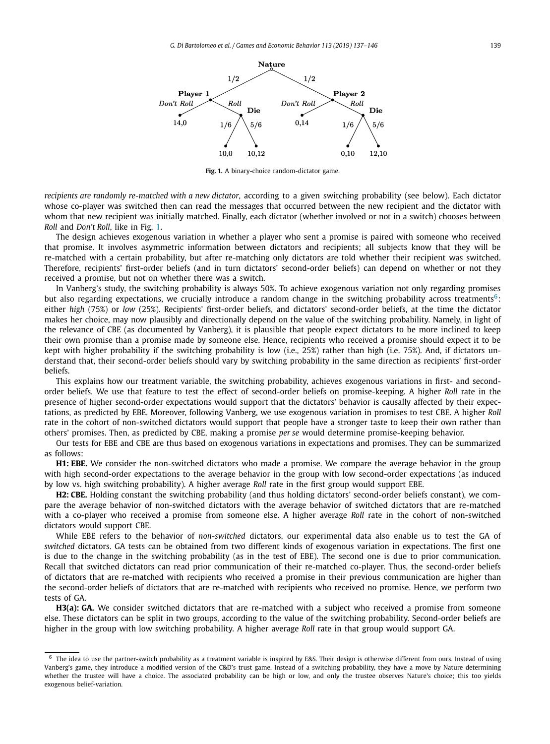Fig. 1. A binary-choice random-dictator game.

*recipients are randomly re-matched with a new dictator*, according to a given switching probability (see below). Each dictator whose co-player was switched then can read the messages that occurred between the new recipient and the dictator with whom that new recipient was initially matched. Finally, each dictator (whether involved or not in a switch) chooses between *Roll* and *Don't Roll*, like in Fig. 1.

The design achieves exogenous variation in whether a player who sent a promise is paired with someone who received that promise. It involves asymmetric information between dictators and recipients; all subjects know that they will be re-matched with a certain probability, but after re-matching only dictators are told whether their recipient was switched. Therefore, recipients' first-order beliefs (and in turn dictators' second-order beliefs) can depend on whether or not they received a promise, but not on whether there was a switch.

In Vanberg's study, the switching probability is always 50%. To achieve exogenous variation not only regarding promises but also regarding expectations, we crucially introduce a random change in the switching probability across treatments[6]: either *high* (75%) or *low* (25%). Recipients' first-order beliefs, and dictators' second-order beliefs, at the time the dictator makes her choice, may now plausibly and directionally depend on the value of the switching probability. Namely, in light of the relevance of CBE (as documented by Vanberg), it is plausible that people expect dictators to be more inclined to keep their own promise than a promise made by someone else. Hence, recipients who received a promise should expect it to be kept with higher probability if the switching probability is low (i.e., 25%) rather than high (i.e. 75%). And, if dictators understand that, their second-order beliefs should vary by switching probability in the same direction as recipients' first-order beliefs.

This explains how our treatment variable, the switching probability, achieves exogenous variations in first- and second-order beliefs. We use that feature to test the effect of second-order beliefs on promise-keeping. A higher *Roll* rate in the presence of higher second-order expectations would support that the dictators' behavior is causally affected by their expectations, as predicted by EBE. Moreover, following Vanberg, we use exogenous variation in promises to test CBE. A higher *Roll* rate in the cohort of non-switched dictators would support that people have a stronger taste to keep their own rather than others' promises. Then, as predicted by CBE, making a promise *per se* would determine promise-keeping behavior.

Our tests for EBE and CBE are thus based on exogenous variations in expectations and promises. They can be summarized as follows:

**H1: EBE.** We consider the non-switched dictators who made a promise. We compare the average behavior in the group with high second-order expectations to the average behavior in the group with low second-order expectations (as induced by low vs. high switching probability). A higher average *Roll* rate in the first group would support EBE.

**H2: CBE.** Holding constant the switching probability (and thus holding dictators' second-order beliefs constant), we compare the average behavior of non-switched dictators with the average behavior of switched dictators that are re-matched with a co-player who received a promise from someone else. A higher average *Roll* rate in the cohort of non-switched dictators would support CBE.

While EBE refers to the behavior of *non-switched* dictators, our experimental data also enable us to test the GA of *switched* dictators. GA tests can be obtained from two different kinds of exogenous variation in expectations. The first one is due to the change in the switching probability (as in the test of EBE). The second one is due to prior communication. Recall that switched dictators can read prior communication of their re-matched co-player. Thus, the second-order beliefs of dictators that are re-matched with recipients who received a promise in their previous communication are higher than the second-order beliefs of dictators that are re-matched with recipients who received no promise. Hence, we perform two tests of GA.

**H3(a): GA.** We consider switched dictators that are re-matched with a subject who received a promise from someone else. These dictators can be split in two groups, according to the value of the switching probability. Second-order beliefs are higher in the group with low switching probability. A higher average *Roll* rate in that group would support GA.

[6] The idea to use the partner-switch probability as a treatment variable is inspired by E&S. Their design is otherwise different from ours. Instead of using Vanberg's game, they introduce a modified version of the C&D's trust game. Instead of a switching probability, they have a move by Nature determining whether the trustee will have a choice. The associated probability can be high or low, and only the trustee observes Nature's choice; this too yields exogenous belief-variation.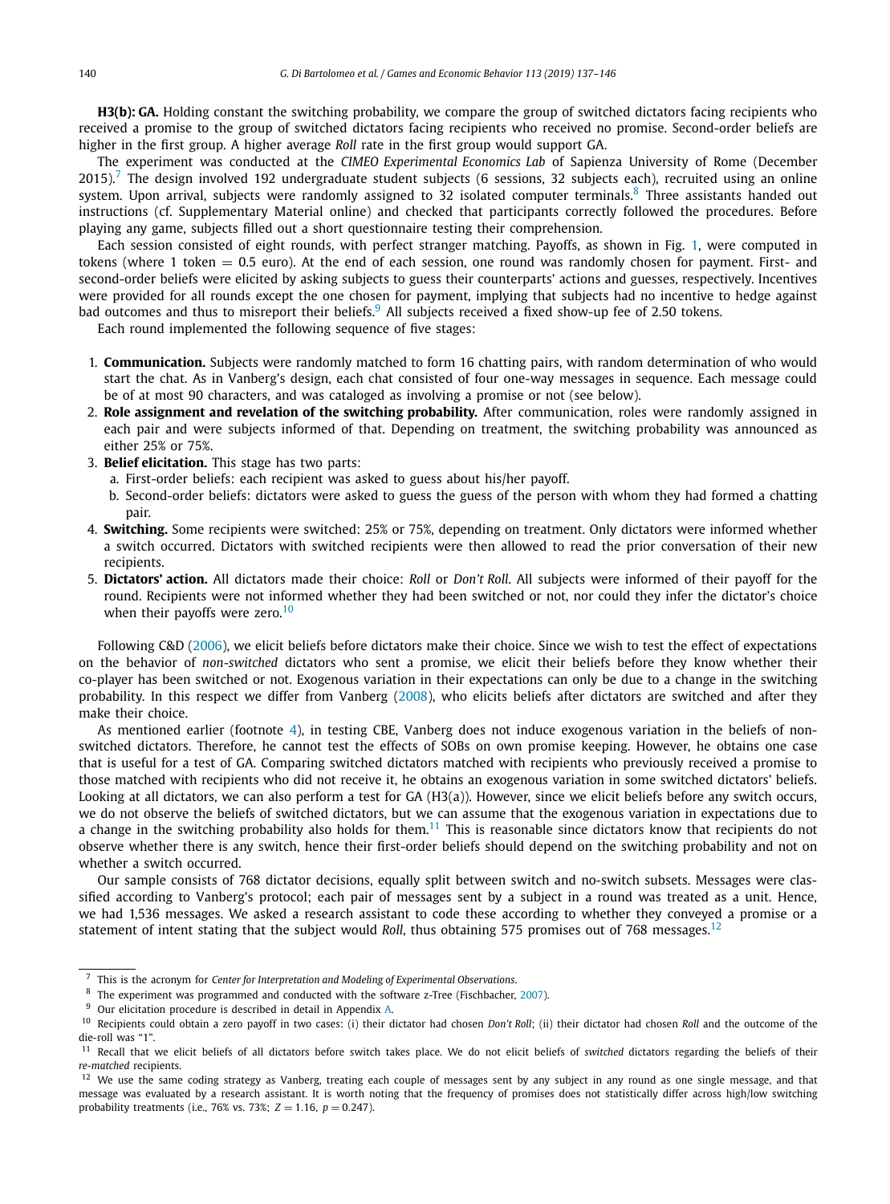**H3(b): GA.** Holding constant the switching probability, we compare the group of switched dictators facing recipients who received a promise to the group of switched dictators facing recipients who received no promise. Second-order beliefs are higher in the first group. A higher average *Roll* rate in the first group would support GA.

The experiment was conducted at the *CIMEO Experimental Economics Lab* of Sapienza University of Rome (December 2015).[7] The design involved 192 undergraduate student subjects (6 sessions, 32 subjects each), recruited using an online system. Upon arrival, subjects were randomly assigned to 32 isolated computer terminals.[8] Three assistants handed out instructions (cf. Supplementary Material online) and checked that participants correctly followed the procedures. Before playing any game, subjects filled out a short questionnaire testing their comprehension.

Each session consisted of eight rounds, with perfect stranger matching. Payoffs, as shown in Fig. 1, were computed in tokens (where 1 token = 0.5 euro). At the end of each session, one round was randomly chosen for payment. First- and second-order beliefs were elicited by asking subjects to guess their counterparts' actions and guesses, respectively. Incentives were provided for all rounds except the one chosen for payment, implying that subjects had no incentive to hedge against bad outcomes and thus to misreport their beliefs.[9] All subjects received a fixed show-up fee of 2.50 tokens.

Each round implemented the following sequence of five stages:

1. **Communication.** Subjects were randomly matched to form 16 chatting pairs, with random determination of who would start the chat. As in Vanberg's design, each chat consisted of four one-way messages in sequence. Each message could be of at most 90 characters, and was cataloged as involving a promise or not (see below).
2. **Role assignment and revelation of the switching probability.** After communication, roles were randomly assigned in each pair and were subjects informed of that. Depending on treatment, the switching probability was announced as either 25% or 75%.
3. **Belief elicitation.** This stage has two parts:
   a. First-order beliefs: each recipient was asked to guess about his/her payoff.
   b. Second-order beliefs: dictators were asked to guess the guess of the person with whom they had formed a chatting pair.
4. **Switching.** Some recipients were switched: 25% or 75%, depending on treatment. Only dictators were informed whether a switch occurred. Dictators with switched recipients were then allowed to read the prior conversation of their new recipients.
5. **Dictators' action.** All dictators made their choice: *Roll* or *Don't Roll*. All subjects were informed of their payoff for the round. Recipients were not informed whether they had been switched or not, nor could they infer the dictator's choice when their payoffs were zero.[10]

Following C&D (2006), we elicit beliefs before dictators make their choice. Since we wish to test the effect of expectations on the behavior of *non-switched* dictators who sent a promise, we elicit their beliefs before they know whether their co-player has been switched or not. Exogenous variation in their expectations can only be due to a change in the switching probability. In this respect we differ from Vanberg (2008), who elicits beliefs after dictators are switched and after they make their choice.

As mentioned earlier (footnote 4), in testing CBE, Vanberg does not induce exogenous variation in the beliefs of non-switched dictators. Therefore, he cannot test the effects of SOBs on own promise keeping. However, he obtains one case that is useful for a test of GA. Comparing switched dictators matched with recipients who previously received a promise to those matched with recipients who did not receive it, he obtains an exogenous variation in some switched dictators' beliefs. Looking at all dictators, we can also perform a test for GA (H3(a)). However, since we elicit beliefs before any switch occurs, we do not observe the beliefs of switched dictators, but we can assume that the exogenous variation in expectations due to a change in the switching probability also holds for them.[11] This is reasonable since dictators know that recipients do not observe whether there is any switch, hence their first-order beliefs should depend on the switching probability and not on whether a switch occurred.

Our sample consists of 768 dictator decisions, equally split between switch and no-switch subsets. Messages were classified according to Vanberg's protocol; each pair of messages sent by a subject in a round was treated as a unit. Hence, we had 1,536 messages. We asked a research assistant to code these according to whether they conveyed a promise or a statement of intent stating that the subject would *Roll*, thus obtaining 575 promises out of 768 messages.[12]

---

[7] This is the acronym for *Center for Interpretation and Modeling of Experimental Observations*.

[8] The experiment was programmed and conducted with the software z-Tree (Fischbacher, 2007).

[9] Our elicitation procedure is described in detail in Appendix A.

[10] Recipients could obtain a zero payoff in two cases: (i) their dictator had chosen *Don't Roll*; (ii) their dictator had chosen *Roll* and the outcome of the die-roll was "1".

[11] Recall that we elicit beliefs of all dictators before switch takes place. We do not elicit beliefs of *switched* dictators regarding the beliefs of their *re-matched* recipients.

[12] We use the same coding strategy as Vanberg, treating each couple of messages sent by any subject in any round as one single message, and that message was evaluated by a research assistant. It is worth noting that the frequency of promises does not statistically differ across high/low switching probability treatments (i.e., 76% vs. 73%; $Z = 1.16$, $p = 0.247$).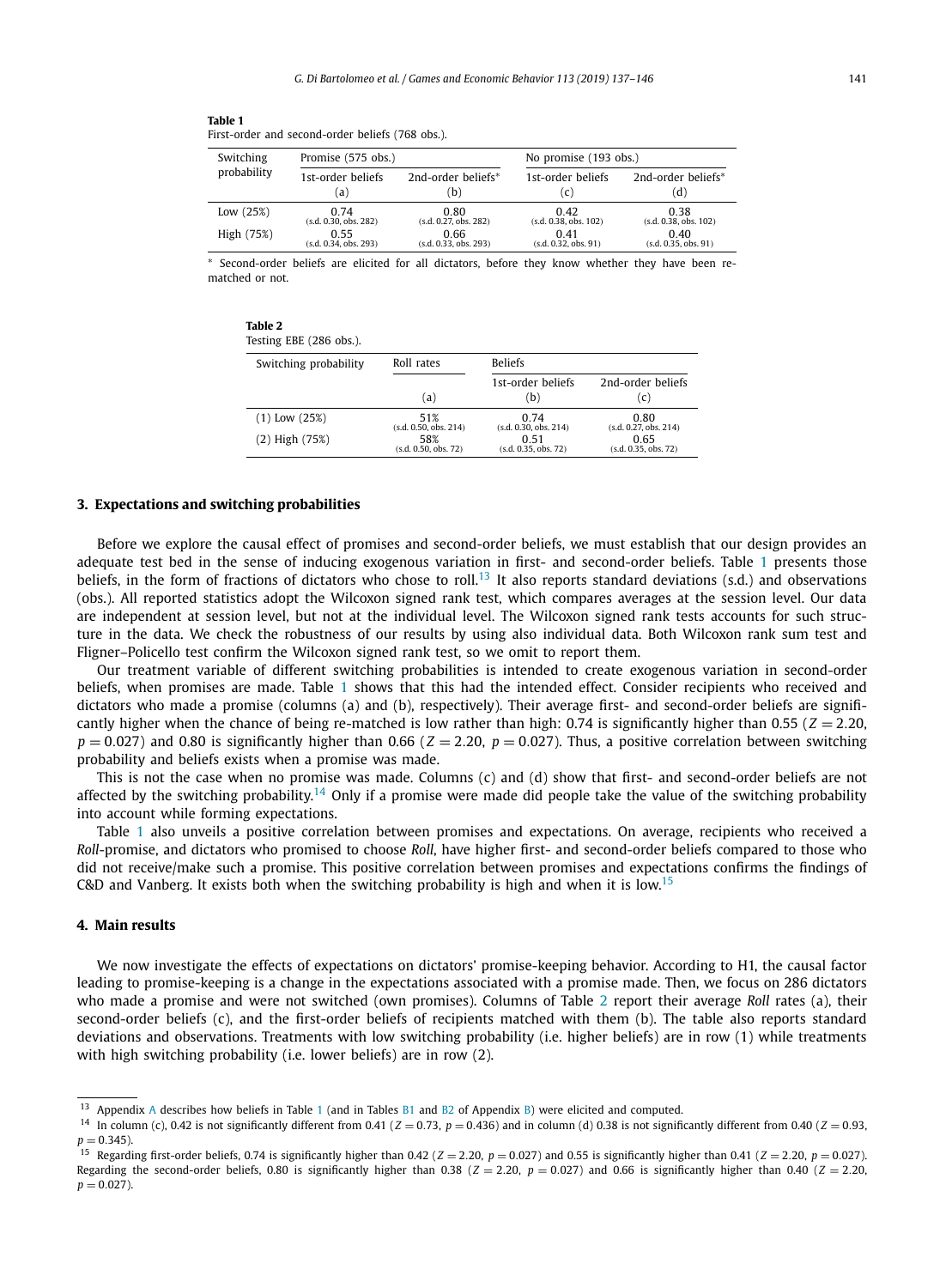**Table 1**
First-order and second-order beliefs (768 obs.).

| Switching probability | Promise (575 obs.) | | No promise (193 obs.) | |
|---|---|---|---|---|
| | 1st-order beliefs (a) | 2nd-order beliefs* (b) | 1st-order beliefs (c) | 2nd-order beliefs* (d) |
| Low (25%) | 0.74 (s.d. 0.30, obs. 282) | 0.80 (s.d. 0.27, obs. 282) | 0.42 (s.d. 0.38, obs. 102) | 0.38 (s.d. 0.38, obs. 102) |
| High (75%) | 0.55 (s.d. 0.34, obs. 293) | 0.66 (s.d. 0.33, obs. 293) | 0.41 (s.d. 0.32, obs. 91) | 0.40 (s.d. 0.35, obs. 91) |

* Second-order beliefs are elicited for all dictators, before they know whether they have been rematched or not.

**Table 2**
Testing EBE (286 obs.).

| Switching probability | Roll rates | Beliefs | |
|---|---|---|---|
| | (a) | 1st-order beliefs (b) | 2nd-order beliefs (c) |
| (1) Low (25%) | 51% (s.d. 0.50, obs. 214) | 0.74 (s.d. 0.30, obs. 214) | 0.80 (s.d. 0.27, obs. 214) |
| (2) High (75%) | 58% (s.d. 0.50, obs. 72) | 0.51 (s.d. 0.35, obs. 72) | 0.65 (s.d. 0.35, obs. 72) |

## 3. Expectations and switching probabilities

Before we explore the causal effect of promises and second-order beliefs, we must establish that our design provides an adequate test bed in the sense of inducing exogenous variation in first- and second-order beliefs. Table 1 presents those beliefs, in the form of fractions of dictators who chose to roll.[13] It also reports standard deviations (s.d.) and observations (obs.). All reported statistics adopt the Wilcoxon signed rank test, which compares averages at the session level. Our data are independent at session level, but not at the individual level. The Wilcoxon signed rank tests accounts for such structure in the data. We check the robustness of our results by using also individual data. Both Wilcoxon rank sum test and Fligner–Policello test confirm the Wilcoxon signed rank test, so we omit to report them.

Our treatment variable of different switching probabilities is intended to create exogenous variation in second-order beliefs, when promises are made. Table 1 shows that this had the intended effect. Consider recipients who received and dictators who made a promise (columns (a) and (b), respectively). Their average first- and second-order beliefs are significantly higher when the chance of being re-matched is low rather than high: 0.74 is significantly higher than 0.55 ($Z = 2.20$, $p = 0.027$) and 0.80 is significantly higher than 0.66 ($Z = 2.20$, $p = 0.027$). Thus, a positive correlation between switching probability and beliefs exists when a promise was made.

This is not the case when no promise was made. Columns (c) and (d) show that first- and second-order beliefs are not affected by the switching probability.[14] Only if a promise were made did people take the value of the switching probability into account while forming expectations.

Table 1 also unveils a positive correlation between promises and expectations. On average, recipients who received a *Roll*-promise, and dictators who promised to choose *Roll*, have higher first- and second-order beliefs compared to those who did not receive/make such a promise. This positive correlation between promises and expectations confirms the findings of C&D and Vanberg. It exists both when the switching probability is high and when it is low.[15]

## 4. Main results

We now investigate the effects of expectations on dictators' promise-keeping behavior. According to H1, the causal factor leading to promise-keeping is a change in the expectations associated with a promise made. Then, we focus on 286 dictators who made a promise and were not switched (own promises). Columns of Table 2 report their average *Roll* rates (a), their second-order beliefs (c), and the first-order beliefs of recipients matched with them (b). The table also reports standard deviations and observations. Treatments with low switching probability (i.e. higher beliefs) are in row (1) while treatments with high switching probability (i.e. lower beliefs) are in row (2).

[13] Appendix A describes how beliefs in Table 1 (and in Tables B1 and B2 of Appendix B) were elicited and computed.

[14] In column (c), 0.42 is not significantly different from 0.41 ($Z = 0.73$, $p = 0.436$) and in column (d) 0.38 is not significantly different from 0.40 ($Z = 0.93$, $p = 0.345$).

[15] Regarding first-order beliefs, 0.74 is significantly higher than 0.42 ($Z = 2.20$, $p = 0.027$) and 0.55 is significantly higher than 0.41 ($Z = 2.20$, $p = 0.027$). Regarding the second-order beliefs, 0.80 is significantly higher than 0.38 ($Z = 2.20$, $p = 0.027$) and 0.66 is significantly higher than 0.40 ($Z = 2.20$, $p = 0.027$).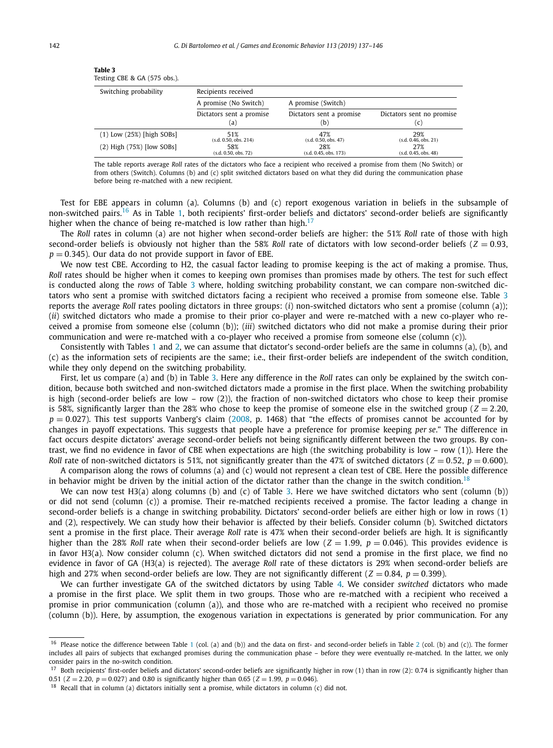**Table 3**
Testing CBE & GA (575 obs.).

| Switching probability | Recipients received | | |
|---|---|---|---|
| | A promise (No Switch) | A promise (Switch) | |
| | Dictators sent a promise (a) | Dictators sent a promise (b) | Dictators sent no promise (c) |
| (1) Low (25%) [high SOBs] | 51% (s.d. 0.50, obs. 214) | 47% (s.d. 0.50, obs. 47) | 29% (s.d. 0.46, obs. 21) |
| (2) High (75%) [low SOBs] | 58% (s.d. 0.50, obs. 72) | 28% (s.d. 0.45, obs. 173) | 27% (s.d. 0.45, obs. 48) |

The table reports average *Roll* rates of the dictators who face a recipient who received a promise from them (No Switch) or from others (Switch). Columns (b) and (c) split switched dictators based on what they did during the communication phase before being re-matched with a new recipient.

Test for EBE appears in column (a). Columns (b) and (c) report exogenous variation in beliefs in the subsample of non-switched pairs.[16] As in Table 1, both recipients' first-order beliefs and dictators' second-order beliefs are significantly higher when the chance of being re-matched is low rather than high.[17]

The *Roll* rates in column (a) are not higher when second-order beliefs are higher: the 51% *Roll* rate of those with high second-order beliefs is obviously not higher than the 58% *Roll* rate of dictators with low second-order beliefs ($Z = 0.93$, $p = 0.345$). Our data do not provide support in favor of EBE.

We now test CBE. According to H2, the casual factor leading to promise keeping is the act of making a promise. Thus, *Roll* rates should be higher when it comes to keeping own promises than promises made by others. The test for such effect is conducted along the *rows* of Table 3 where, holding switching probability constant, we can compare non-switched dictators who sent a promise with switched dictators facing a recipient who received a promise from someone else. Table 3 reports the average *Roll* rates pooling dictators in three groups: (*i*) non-switched dictators who sent a promise (column (a)); (*ii*) switched dictators who made a promise to their prior co-player and were re-matched with a new co-player who received a promise from someone else (column (b)); (*iii*) switched dictators who did not make a promise during their prior communication and were re-matched with a co-player who received a promise from someone else (column (c)).

Consistently with Tables 1 and 2, we can assume that dictator's second-order beliefs are the same in columns (a), (b), and (c) as the information sets of recipients are the same; i.e., their first-order beliefs are independent of the switch condition, while they only depend on the switching probability.

First, let us compare (a) and (b) in Table 3. Here any difference in the *Roll* rates can only be explained by the switch condition, because both switched and non-switched dictators made a promise in the first place. When the switching probability is high (second-order beliefs are low – row (2)), the fraction of non-switched dictators who chose to keep their promise is 58%, significantly larger than the 28% who chose to keep the promise of someone else in the switched group ($Z = 2.20$, $p = 0.027$). This test supports Vanberg's claim (2008, p. 1468) that "the effects of promises cannot be accounted for by changes in payoff expectations. This suggests that people have a preference for promise keeping *per se*." The difference in fact occurs despite dictators' average second-order beliefs not being significantly different between the two groups. By contrast, we find no evidence in favor of CBE when expectations are high (the switching probability is low – row (1)). Here the *Roll* rate of non-switched dictators is 51%, not significantly greater than the 47% of switched dictators ($Z = 0.52$, $p = 0.600$).

A comparison along the rows of columns (a) and (c) would not represent a clean test of CBE. Here the possible difference in behavior might be driven by the initial action of the dictator rather than the change in the switch condition.[18]

We can now test H3(a) along columns (b) and (c) of Table 3. Here we have switched dictators who sent (column (b)) or did not send (column (c)) a promise. Their re-matched recipients received a promise. The factor leading a change in second-order beliefs is a change in switching probability. Dictators' second-order beliefs are either high or low in rows (1) and (2), respectively. We can study how their behavior is affected by their beliefs. Consider column (b). Switched dictators sent a promise in the first place. Their average *Roll* rate is 47% when their second-order beliefs are high. It is significantly higher than the 28% *Roll* rate when their second-order beliefs are low ($Z = 1.99$, $p = 0.046$). This provides evidence is in favor H3(a). Now consider column (c). When switched dictators did not send a promise in the first place, we find no evidence in favor of GA (H3(a) is rejected). The average *Roll* rate of these dictators is 29% when second-order beliefs are high and 27% when second-order beliefs are low. They are not significantly different ($Z = 0.84$, $p = 0.399$).

We can further investigate GA of the switched dictators by using Table 4. We consider *switched* dictators who made a promise in the first place. We split them in two groups. Those who are re-matched with a recipient who received a promise in prior communication (column (a)), and those who are re-matched with a recipient who received no promise (column (b)). Here, by assumption, the exogenous variation in expectations is generated by prior communication. For any

[16] Please notice the difference between Table 1 (col. (a) and (b)) and the data on first- and second-order beliefs in Table 2 (col. (b) and (c)). The former includes all pairs of subjects that exchanged promises during the communication phase – before they were eventually re-matched. In the latter, we only consider pairs in the no-switch condition.

[17] Both recipients' first-order beliefs and dictators' second-order beliefs are significantly higher in row (1) than in row (2): 0.74 is significantly higher than 0.51 ($Z = 2.20$, $p = 0.027$) and 0.80 is significantly higher than 0.65 ($Z = 1.99$, $p = 0.046$).

[18] Recall that in column (a) dictators initially sent a promise, while dictators in column (c) did not.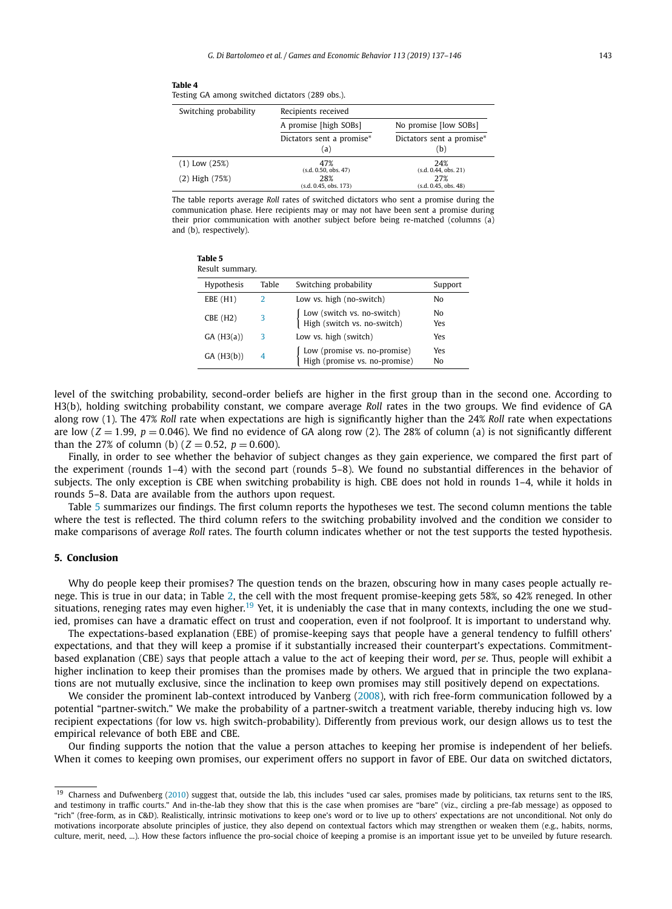**Table 4**
Testing GA among switched dictators (289 obs.).

| Switching probability | Recipients received | |
|---|---|---|
| | A promise [high SOBs] | No promise [low SOBs] |
| | Dictators sent a promise* (a) | Dictators sent a promise* (b) |
| (1) Low (25%) | 47% (s.d. 0.50, obs. 47) | 24% (s.d. 0.44, obs. 21) |
| (2) High (75%) | 28% (s.d. 0.45, obs. 173) | 27% (s.d. 0.45, obs. 48) |

The table reports average *Roll* rates of switched dictators who sent a promise during the communication phase. Here recipients may or may not have been sent a promise during their prior communication with another subject before being re-matched (columns (a) and (b), respectively).

**Table 5**
Result summary.

| Hypothesis | Table | Switching probability | Support |
|---|---|---|---|
| EBE (H1) | 2 | Low vs. high (no-switch) | No |
| CBE (H2) | 3 | Low (switch vs. no-switch) | No |
| | | High (switch vs. no-switch) | Yes |
| GA (H3(a)) | 3 | Low vs. high (switch) | Yes |
| GA (H3(b)) | 4 | Low (promise vs. no-promise) | Yes |
| | | High (promise vs. no-promise) | No |

level of the switching probability, second-order beliefs are higher in the first group than in the second one. According to H3(b), holding switching probability constant, we compare average *Roll* rates in the two groups. We find evidence of GA along row (1). The 47% *Roll* rate when expectations are high is significantly higher than the 24% *Roll* rate when expectations are low ($Z = 1.99$, $p = 0.046$). We find no evidence of GA along row (2). The 28% of column (a) is not significantly different than the 27% of column (b) ($Z = 0.52$, $p = 0.600$).

Finally, in order to see whether the behavior of subject changes as they gain experience, we compared the first part of the experiment (rounds 1–4) with the second part (rounds 5–8). We found no substantial differences in the behavior of subjects. The only exception is CBE when switching probability is high. CBE does not hold in rounds 1–4, while it holds in rounds 5–8. Data are available from the authors upon request.

Table 5 summarizes our findings. The first column reports the hypotheses we test. The second column mentions the table where the test is reflected. The third column refers to the switching probability involved and the condition we consider to make comparisons of average *Roll* rates. The fourth column indicates whether or not the test supports the tested hypothesis.

## 5. Conclusion

Why do people keep their promises? The question tends on the brazen, obscuring how in many cases people actually renege. This is true in our data; in Table 2, the cell with the most frequent promise-keeping gets 58%, so 42% reneged. In other situations, reneging rates may even higher.[19] Yet, it is undeniably the case that in many contexts, including the one we studied, promises can have a dramatic effect on trust and cooperation, even if not foolproof. It is important to understand why.

The expectations-based explanation (EBE) of promise-keeping says that people have a general tendency to fulfill others' expectations, and that they will keep a promise if it substantially increased their counterpart's expectations. Commitment-based explanation (CBE) says that people attach a value to the act of keeping their word, *per se*. Thus, people will exhibit a higher inclination to keep their promises than the promises made by others. We argued that in principle the two explanations are not mutually exclusive, since the inclination to keep own promises may still positively depend on expectations.

We consider the prominent lab-context introduced by Vanberg (2008), with rich free-form communication followed by a potential "partner-switch." We make the probability of a partner-switch a treatment variable, thereby inducing high vs. low recipient expectations (for low vs. high switch-probability). Differently from previous work, our design allows us to test the empirical relevance of both EBE and CBE.

Our finding supports the notion that the value a person attaches to keeping her promise is independent of her beliefs. When it comes to keeping own promises, our experiment offers no support in favor of EBE. Our data on switched dictators,

[19] Charness and Dufwenberg (2010) suggest that, outside the lab, this includes "used car sales, promises made by politicians, tax returns sent to the IRS, and testimony in traffic courts." And in-the-lab they show that this is the case when promises are "bare" (viz., circling a pre-fab message) as opposed to "rich" (free-form, as in C&D). Realistically, intrinsic motivations to keep one's word or to live up to others' expectations are not unconditional. Not only do motivations incorporate absolute principles of justice, they also depend on contextual factors which may strengthen or weaken them (e.g., habits, norms, culture, merit, need, ...). How these factors influence the pro-social choice of keeping a promise is an important issue yet to be unveiled by future research.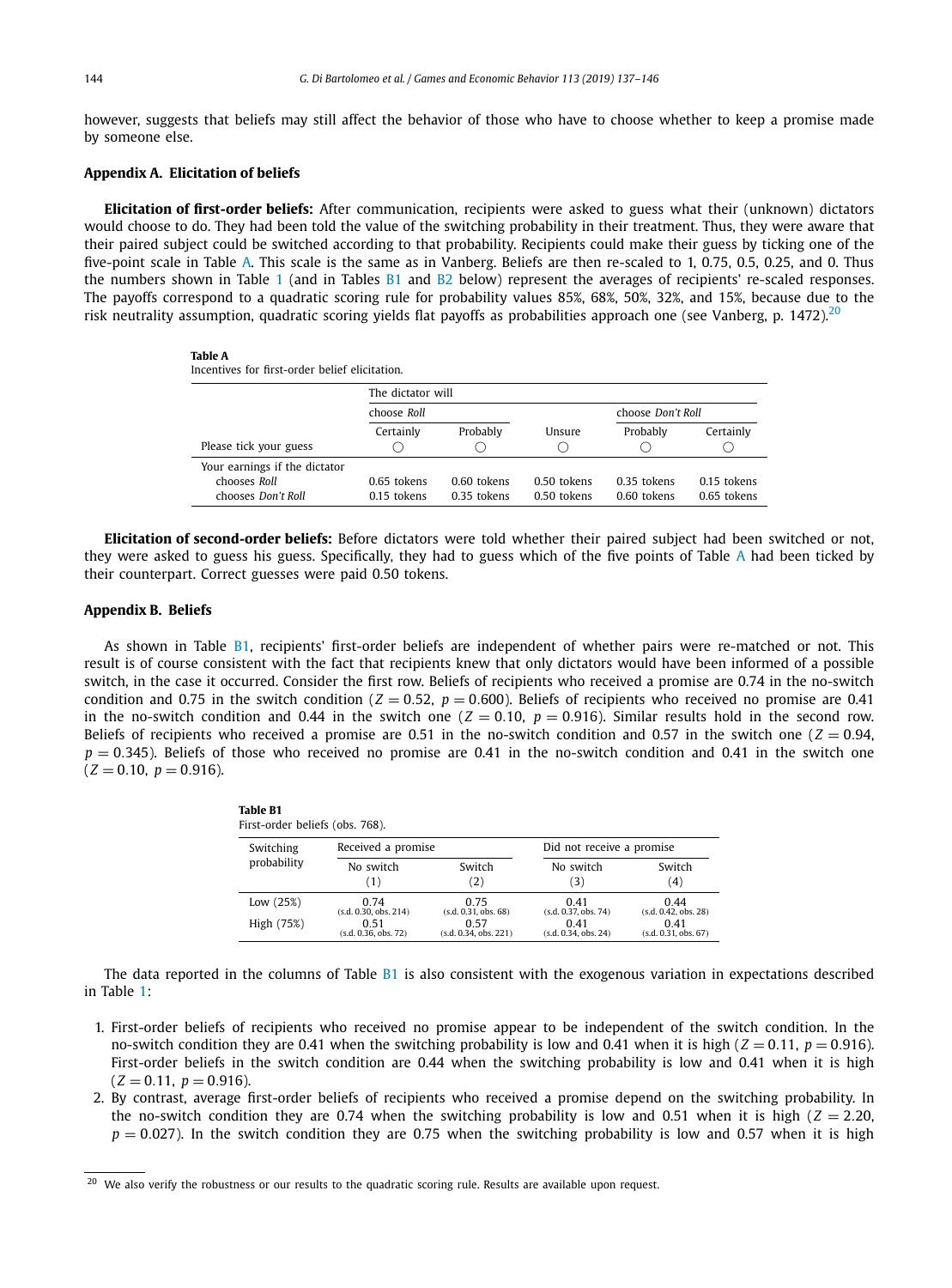however, suggests that beliefs may still affect the behavior of those who have to choose whether to keep a promise made by someone else.

### Appendix A. Elicitation of beliefs

**Elicitation of first-order beliefs:** After communication, recipients were asked to guess what their (unknown) dictators would choose to do. They had been told the value of the switching probability in their treatment. Thus, they were aware that their paired subject could be switched according to that probability. Recipients could make their guess by ticking one of the five-point scale in Table A. This scale is the same as in Vanberg. Beliefs are then re-scaled to 1, 0.75, 0.5, 0.25, and 0. Thus the numbers shown in Table 1 (and in Tables B1 and B2 below) represent the averages of recipients' re-scaled responses. The payoffs correspond to a quadratic scoring rule for probability values 85%, 68%, 50%, 32%, and 15%, because due to the risk neutrality assumption, quadratic scoring yields flat payoffs as probabilities approach one (see Vanberg, p. 1472).[20]

**Table A**
Incentives for first-order belief elicitation.

| | The dictator will | | | | |
|---|---|---|---|---|---|
| | choose *Roll* | | | choose *Don't Roll* | |
| | Certainly | Probably | Unsure | Probably | Certainly |
| Please tick your guess | ◯ | ◯ | ◯ | ◯ | ◯ |
| Your earnings if the dictator | | | | | |
| chooses *Roll* | 0.65 tokens | 0.60 tokens | 0.50 tokens | 0.35 tokens | 0.15 tokens |
| chooses *Don't Roll* | 0.15 tokens | 0.35 tokens | 0.50 tokens | 0.60 tokens | 0.65 tokens |

**Elicitation of second-order beliefs:** Before dictators were told whether their paired subject had been switched or not, they were asked to guess his guess. Specifically, they had to guess which of the five points of Table A had been ticked by their counterpart. Correct guesses were paid 0.50 tokens.

### Appendix B. Beliefs

As shown in Table B1, recipients' first-order beliefs are independent of whether pairs were re-matched or not. This result is of course consistent with the fact that recipients knew that only dictators would have been informed of a possible switch, in the case it occurred. Consider the first row. Beliefs of recipients who received a promise are 0.74 in the no-switch condition and 0.75 in the switch condition ($Z = 0.52$, $p = 0.600$). Beliefs of recipients who received no promise are 0.41 in the no-switch condition and 0.44 in the switch one ($Z = 0.10$, $p = 0.916$). Similar results hold in the second row. Beliefs of recipients who received a promise are 0.51 in the no-switch condition and 0.57 in the switch one ($Z = 0.94$, $p = 0.345$). Beliefs of those who received no promise are 0.41 in the no-switch condition and 0.41 in the switch one ($Z = 0.10$, $p = 0.916$).

**Table B1**
First-order beliefs (obs. 768).

| Switching probability | Received a promise | | Did not receive a promise | |
|---|---|---|---|---|
| | No switch (1) | Switch (2) | No switch (3) | Switch (4) |
| Low (25%) | 0.74 (s.d. 0.30, obs. 214) | 0.75 (s.d. 0.31, obs. 68) | 0.41 (s.d. 0.37, obs. 74) | 0.44 (s.d. 0.42, obs. 28) |
| High (75%) | 0.51 (s.d. 0.36, obs. 72) | 0.57 (s.d. 0.34, obs. 221) | 0.41 (s.d. 0.34, obs. 24) | 0.41 (s.d. 0.31, obs. 67) |

The data reported in the columns of Table B1 is also consistent with the exogenous variation in expectations described in Table 1:

1. First-order beliefs of recipients who received no promise appear to be independent of the switch condition. In the no-switch condition they are 0.41 when the switching probability is low and 0.41 when it is high ($Z = 0.11$, $p = 0.916$). First-order beliefs in the switch condition are 0.44 when the switching probability is low and 0.41 when it is high ($Z = 0.11$, $p = 0.916$).
2. By contrast, average first-order beliefs of recipients who received a promise depend on the switching probability. In the no-switch condition they are 0.74 when the switching probability is low and 0.51 when it is high ($Z = 2.20$, $p = 0.027$). In the switch condition they are 0.75 when the switching probability is low and 0.57 when it is high

[20] We also verify the robustness or our results to the quadratic scoring rule. Results are available upon request.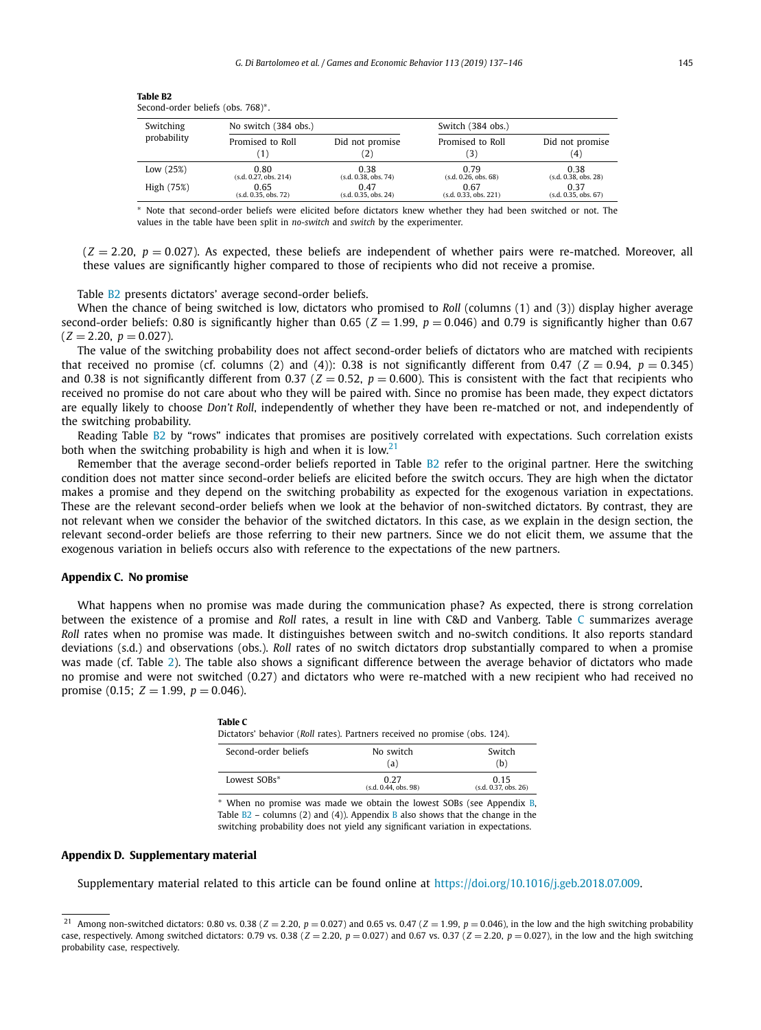**Table B2**
Second-order beliefs (obs. 768)*.

| Switching probability | No switch (384 obs.) | | Switch (384 obs.) | |
|---|---|---|---|---|
| | Promised to Roll (1) | Did not promise (2) | Promised to Roll (3) | Did not promise (4) |
| Low (25%) | 0.80 (s.d. 0.27, obs. 214) | 0.38 (s.d. 0.38, obs. 74) | 0.79 (s.d. 0.26, obs. 68) | 0.38 (s.d. 0.38, obs. 28) |
| High (75%) | 0.65 (s.d. 0.35, obs. 72) | 0.47 (s.d. 0.35, obs. 24) | 0.67 (s.d. 0.33, obs. 221) | 0.37 (s.d. 0.35, obs. 67) |

* Note that second-order beliefs were elicited before dictators knew whether they had been switched or not. The values in the table have been split in *no-switch* and *switch* by the experimenter.

($Z = 2.20$, $p = 0.027$). As expected, these beliefs are independent of whether pairs were re-matched. Moreover, all these values are significantly higher compared to those of recipients who did not receive a promise.

Table B2 presents dictators' average second-order beliefs.

When the chance of being switched is low, dictators who promised to *Roll* (columns (1) and (3)) display higher average second-order beliefs: 0.80 is significantly higher than 0.65 ($Z = 1.99$, $p = 0.046$) and 0.79 is significantly higher than 0.67 ($Z = 2.20$, $p = 0.027$).

The value of the switching probability does not affect second-order beliefs of dictators who are matched with recipients that received no promise (cf. columns (2) and (4)): 0.38 is not significantly different from 0.47 ($Z = 0.94$, $p = 0.345$) and 0.38 is not significantly different from 0.37 ($Z = 0.52$, $p = 0.600$). This is consistent with the fact that recipients who received no promise do not care about who they will be paired with. Since no promise has been made, they expect dictators are equally likely to choose *Don't Roll*, independently of whether they have been re-matched or not, and independently of the switching probability.

Reading Table B2 by "rows" indicates that promises are positively correlated with expectations. Such correlation exists both when the switching probability is high and when it is low.[21]

Remember that the average second-order beliefs reported in Table B2 refer to the original partner. Here the switching condition does not matter since second-order beliefs are elicited before the switch occurs. They are high when the dictator makes a promise and they depend on the switching probability as expected for the exogenous variation in expectations. These are the relevant second-order beliefs when we look at the behavior of non-switched dictators. By contrast, they are not relevant when we consider the behavior of the switched dictators. In this case, as we explain in the design section, the relevant second-order beliefs are those referring to their new partners. Since we do not elicit them, we assume that the exogenous variation in beliefs occurs also with reference to the expectations of the new partners.

## Appendix C. No promise

What happens when no promise was made during the communication phase? As expected, there is strong correlation between the existence of a promise and *Roll* rates, a result in line with C&D and Vanberg. Table C summarizes average *Roll* rates when no promise was made. It distinguishes between switch and no-switch conditions. It also reports standard deviations (s.d.) and observations (obs.). *Roll* rates of no switch dictators drop substantially compared to when a promise was made (cf. Table 2). The table also shows a significant difference between the average behavior of dictators who made no promise and were not switched (0.27) and dictators who were re-matched with a new recipient who had received no promise (0.15; $Z = 1.99$, $p = 0.046$).

**Table C**
Dictators' behavior (*Roll* rates). Partners received no promise (obs. 124).

| Second-order beliefs | No switch (a) | Switch (b) |
|---|---|---|
| Lowest SOBs* | 0.27 (s.d. 0.44, obs. 98) | 0.15 (s.d. 0.37, obs. 26) |

* When no promise was made we obtain the lowest SOBs (see Appendix B, Table B2 – columns (2) and (4)). Appendix B also shows that the change in the switching probability does not yield any significant variation in expectations.

## Appendix D. Supplementary material

Supplementary material related to this article can be found online at https://doi.org/10.1016/j.geb.2018.07.009.

[21] Among non-switched dictators: 0.80 vs. 0.38 ($Z = 2.20$, $p = 0.027$) and 0.65 vs. 0.47 ($Z = 1.99$, $p = 0.046$), in the low and the high switching probability case, respectively. Among switched dictators: 0.79 vs. 0.38 ($Z = 2.20$, $p = 0.027$) and 0.67 vs. 0.37 ($Z = 2.20$, $p = 0.027$), in the low and the high switching probability case, respectively.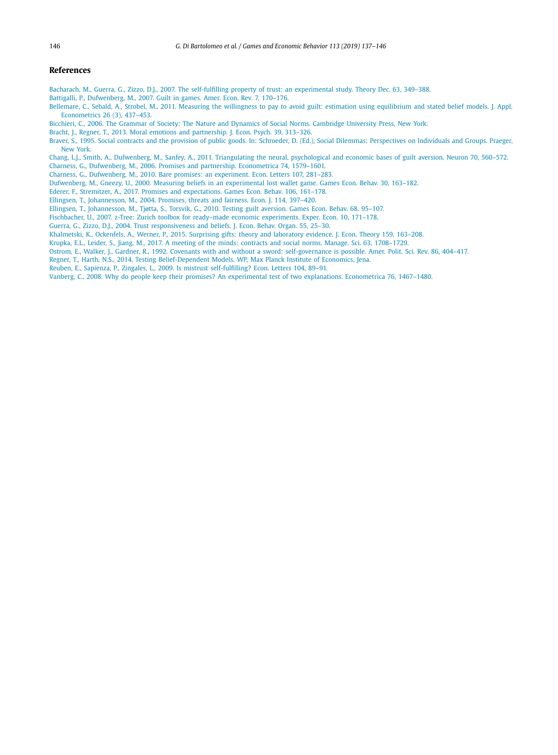## References

Bacharach, M., Guerra, G., Zizzo, D.J., 2007. The self-fulfilling property of trust: an experimental study. Theory Dec. 63, 349–388.

Battigalli, P., Dufwenberg, M., 2007. Guilt in games. Amer. Econ. Rev. 7, 170–176.

Bellemare, C., Sebald, A., Strobel, M., 2011. Measuring the willingness to pay to avoid guilt: estimation using equilibrium and stated belief models. J. Appl. Econometrics 26 (3), 437–453.

Bicchieri, C., 2006. The Grammar of Society: The Nature and Dynamics of Social Norms. Cambridge University Press, New York.

Bracht, J., Regner, T., 2013. Moral emotions and partnership. J. Econ. Psych. 39, 313–326.

Braver, S., 1995. Social contracts and the provision of public goods. In: Schroeder, D. (Ed.), Social Dilemmas: Perspectives on Individuals and Groups. Praeger, New York.

Chang, L.J., Smith, A., Dufwenberg, M., Sanfey, A., 2011. Triangulating the neural, psychological and economic bases of guilt aversion. Neuron 70, 560–572.

Charness, G., Dufwenberg, M., 2006. Promises and partnership. Econometrica 74, 1579–1601.

Charness, G., Dufwenberg, M., 2010. Bare promises: an experiment. Econ. Letters 107, 281–283.

Dufwenberg, M., Gneezy, U., 2000. Measuring beliefs in an experimental lost wallet game. Games Econ. Behav. 30, 163–182.

Ederer, F., Stremitzer, A., 2017. Promises and expectations. Games Econ. Behav. 106, 161–178.

Ellingsen, T., Johannesson, M., 2004. Promises, threats and fairness. Econ. J. 114, 397–420.

Ellingsen, T., Johannesson, M., Tjøtta, S., Torsvik, G., 2010. Testing guilt aversion. Games Econ. Behav. 68, 95–107.

Fischbacher, U., 2007. z-Tree: Zurich toolbox for ready–made economic experiments. Exper. Econ. 10, 171–178.

Guerra, G., Zizzo, D.J., 2004. Trust responsiveness and beliefs. J. Econ. Behav. Organ. 55, 25–30.

Khalmetski, K., Ockenfels, A., Werner, P., 2015. Surprising gifts: theory and laboratory evidence. J. Econ. Theory 159, 163–208.

Krupka, E.L., Leider, S., Jiang, M., 2017. A meeting of the minds: contracts and social norms. Manage. Sci. 63, 1708–1729.

Ostrom, E., Walker, J., Gardner, R., 1992. Covenants with and without a sword: self-governance is possible. Amer. Polit. Sci. Rev. 86, 404–417.

Regner, T., Harth, N.S., 2014. Testing Belief-Dependent Models. WP, Max Planck Institute of Economics, Jena.

Reuben, E., Sapienza, P., Zingales, L., 2009. Is mistrust self-fulfilling? Econ. Letters 104, 89–91.

Vanberg, C., 2008. Why do people keep their promises? An experimental test of two explanations. Econometrica 76, 1467–1480.